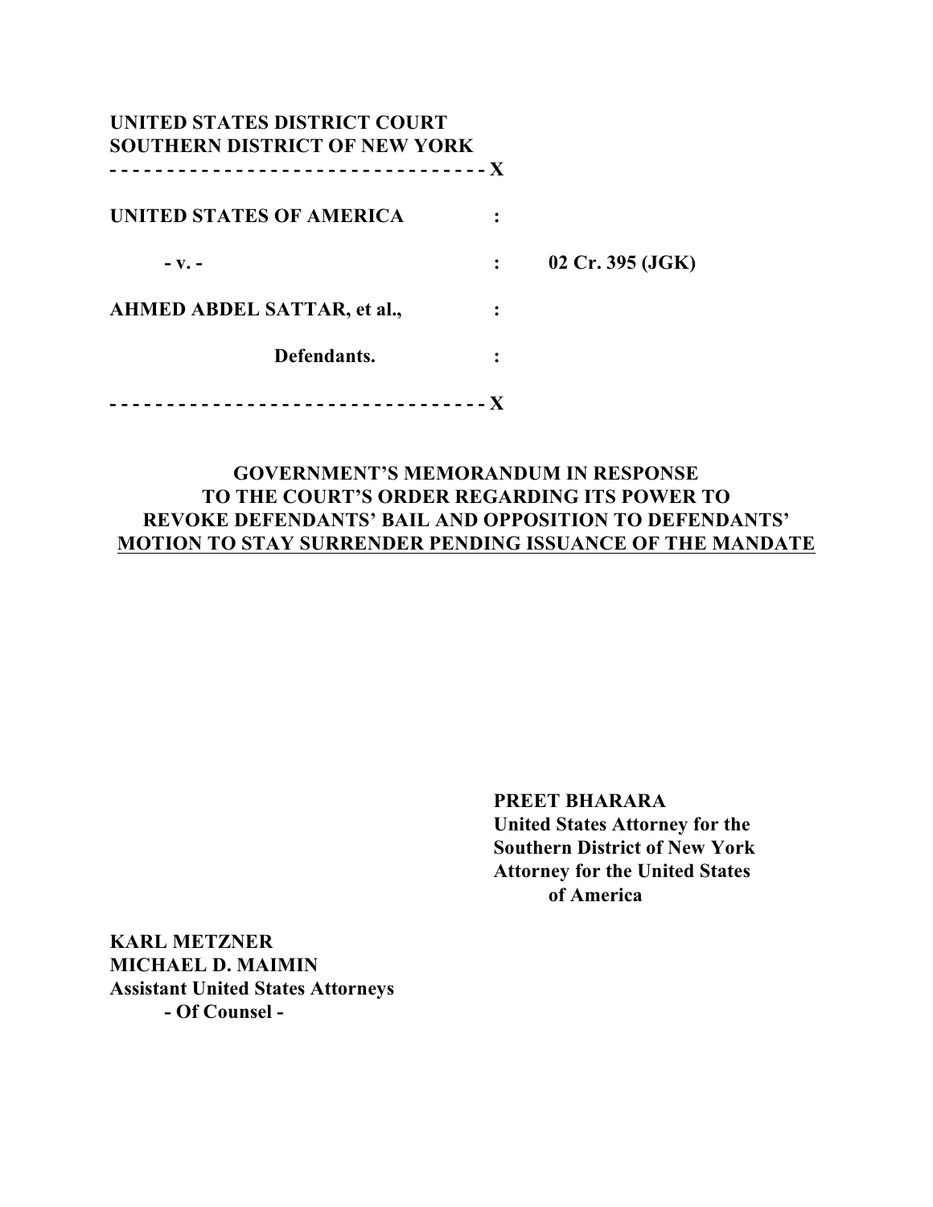**UNITED STATES DISTRICT COURT**
**SOUTHERN DISTRICT OF NEW YORK**

**- - - - - - - - - - - - - - - - - - - - - - - - - - - - - - - - - X**

| | | |
|---|---|---|
| **UNITED STATES OF AMERICA** | **:** | |
| **- v. -** | **:** | **02 Cr. 395 (JGK)** |
| **AHMED ABDEL SATTAR, et al.,** | **:** | |
| **Defendants.** | **:** | |

**- - - - - - - - - - - - - - - - - - - - - - - - - - - - - - - - - X**

## GOVERNMENT'S MEMORANDUM IN RESPONSE TO THE COURT'S ORDER REGARDING ITS POWER TO REVOKE DEFENDANTS' BAIL AND OPPOSITION TO DEFENDANTS' MOTION TO STAY SURRENDER PENDING ISSUANCE OF THE MANDATE

**PREET BHARARA**
**United States Attorney for the Southern District of New York**
**Attorney for the United States of America**

**KARL METZNER**
**MICHAEL D. MAIMIN**
**Assistant United States Attorneys**
**- Of Counsel -**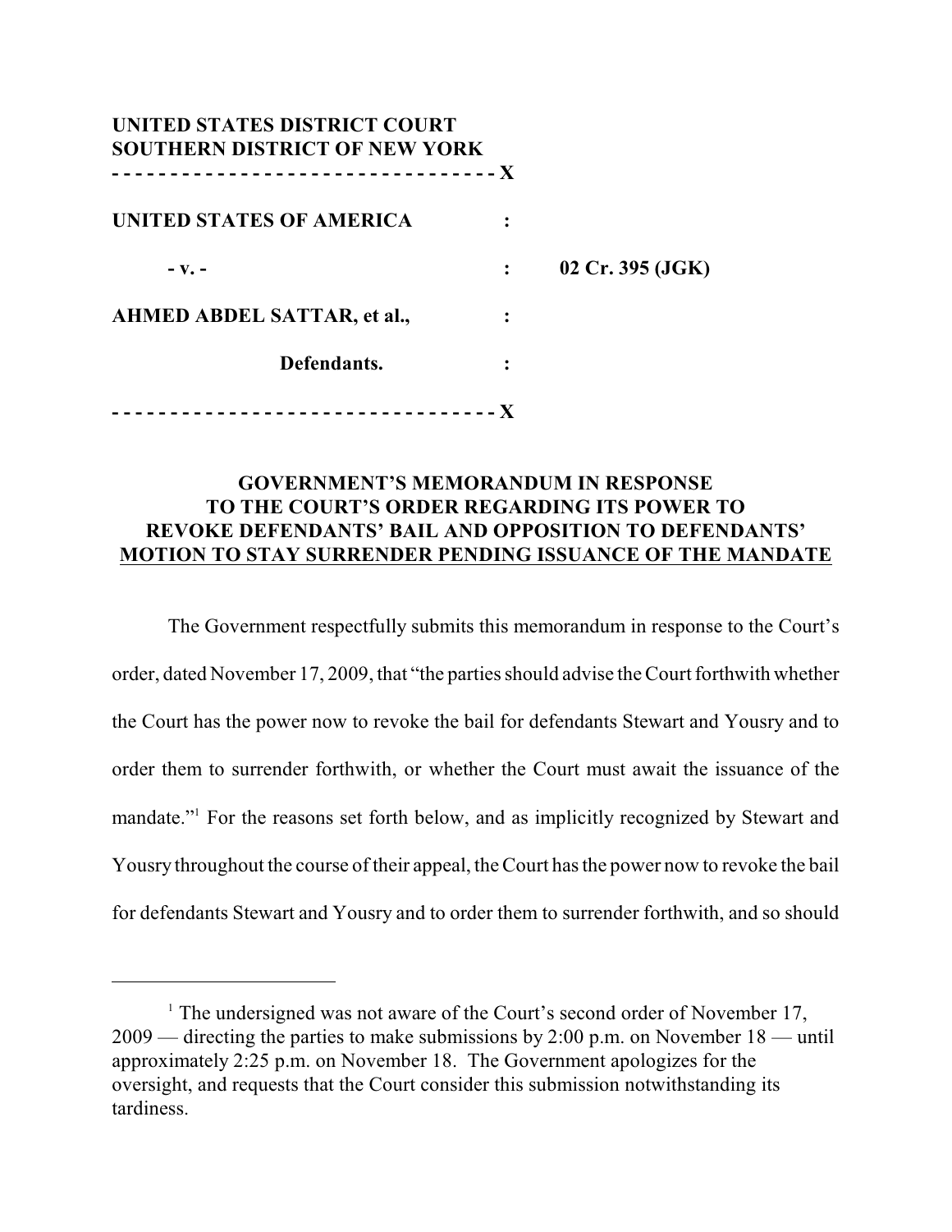**UNITED STATES DISTRICT COURT**
**SOUTHERN DISTRICT OF NEW YORK**
**- - - - - - - - - - - - - - - - - - - - - - - - - - - - - - - - - - X**

| | | |
|---|---|---|
| **UNITED STATES OF AMERICA** | **:** | |
| **- v. -** | **:** | **02 Cr. 395 (JGK)** |
| **AHMED ABDEL SATTAR, et al.,** | **:** | |
| **Defendants.** | **:** | |

**- - - - - - - - - - - - - - - - - - - - - - - - - - - - - - - - - - X**

**GOVERNMENT'S MEMORANDUM IN RESPONSE TO THE COURT'S ORDER REGARDING ITS POWER TO REVOKE DEFENDANTS' BAIL AND OPPOSITION TO DEFENDANTS' MOTION TO STAY SURRENDER PENDING ISSUANCE OF THE MANDATE**

The Government respectfully submits this memorandum in response to the Court's order, dated November 17, 2009, that "the parties should advise the Court forthwith whether the Court has the power now to revoke the bail for defendants Stewart and Yousry and to order them to surrender forthwith, or whether the Court must await the issuance of the mandate."[1] For the reasons set forth below, and as implicitly recognized by Stewart and Yousry throughout the course of their appeal, the Court has the power now to revoke the bail for defendants Stewart and Yousry and to order them to surrender forthwith, and so should

[1] The undersigned was not aware of the Court's second order of November 17, 2009 — directing the parties to make submissions by 2:00 p.m. on November 18 — until approximately 2:25 p.m. on November 18. The Government apologizes for the oversight, and requests that the Court consider this submission notwithstanding its tardiness.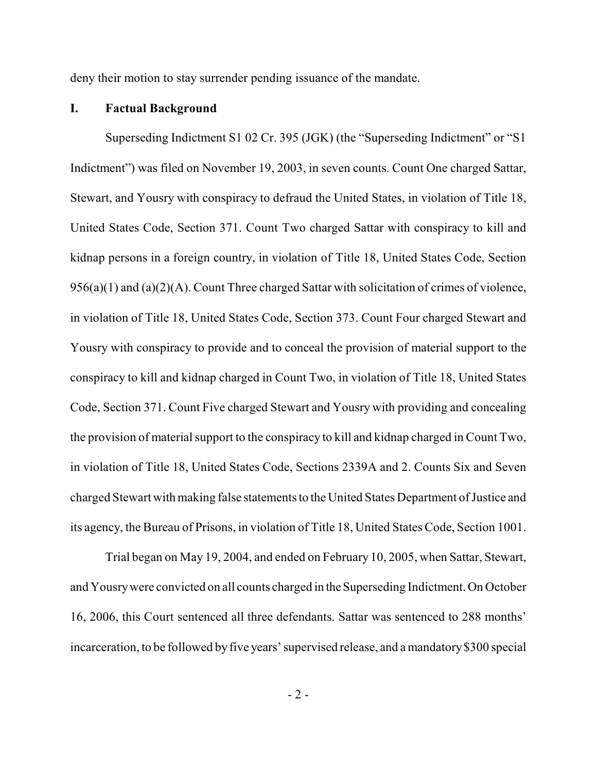deny their motion to stay surrender pending issuance of the mandate.

## I. Factual Background

Superseding Indictment S1 02 Cr. 395 (JGK) (the "Superseding Indictment" or "S1 Indictment") was filed on November 19, 2003, in seven counts. Count One charged Sattar, Stewart, and Yousry with conspiracy to defraud the United States, in violation of Title 18, United States Code, Section 371. Count Two charged Sattar with conspiracy to kill and kidnap persons in a foreign country, in violation of Title 18, United States Code, Section 956(a)(1) and (a)(2)(A). Count Three charged Sattar with solicitation of crimes of violence, in violation of Title 18, United States Code, Section 373. Count Four charged Stewart and Yousry with conspiracy to provide and to conceal the provision of material support to the conspiracy to kill and kidnap charged in Count Two, in violation of Title 18, United States Code, Section 371. Count Five charged Stewart and Yousry with providing and concealing the provision of material support to the conspiracy to kill and kidnap charged in Count Two, in violation of Title 18, United States Code, Sections 2339A and 2. Counts Six and Seven charged Stewart with making false statements to the United States Department of Justice and its agency, the Bureau of Prisons, in violation of Title 18, United States Code, Section 1001.

Trial began on May 19, 2004, and ended on February 10, 2005, when Sattar, Stewart, and Yousry were convicted on all counts charged in the Superseding Indictment. On October 16, 2006, this Court sentenced all three defendants. Sattar was sentenced to 288 months' incarceration, to be followed by five years' supervised release, and a mandatory $300 special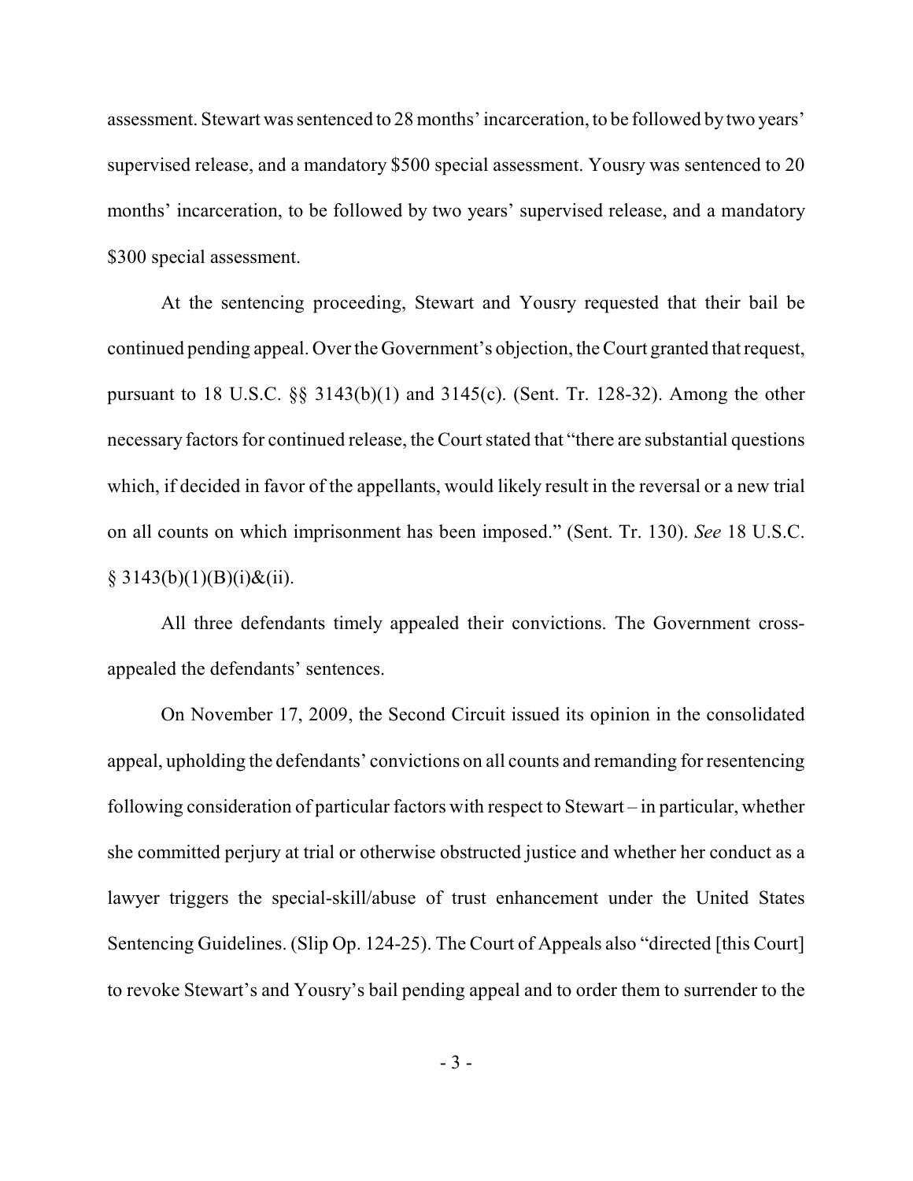assessment. Stewart was sentenced to 28 months' incarceration, to be followed by two years' supervised release, and a mandatory $500 special assessment. Yousry was sentenced to 20 months' incarceration, to be followed by two years' supervised release, and a mandatory $300 special assessment.

At the sentencing proceeding, Stewart and Yousry requested that their bail be continued pending appeal. Over the Government's objection, the Court granted that request, pursuant to 18 U.S.C. §§ 3143(b)(1) and 3145(c). (Sent. Tr. 128-32). Among the other necessary factors for continued release, the Court stated that "there are substantial questions which, if decided in favor of the appellants, would likely result in the reversal or a new trial on all counts on which imprisonment has been imposed." (Sent. Tr. 130). *See* 18 U.S.C. § 3143(b)(1)(B)(i)&(ii).

All three defendants timely appealed their convictions. The Government cross-appealed the defendants' sentences.

On November 17, 2009, the Second Circuit issued its opinion in the consolidated appeal, upholding the defendants' convictions on all counts and remanding for resentencing following consideration of particular factors with respect to Stewart – in particular, whether she committed perjury at trial or otherwise obstructed justice and whether her conduct as a lawyer triggers the special-skill/abuse of trust enhancement under the United States Sentencing Guidelines. (Slip Op. 124-25). The Court of Appeals also "directed [this Court] to revoke Stewart's and Yousry's bail pending appeal and to order them to surrender to the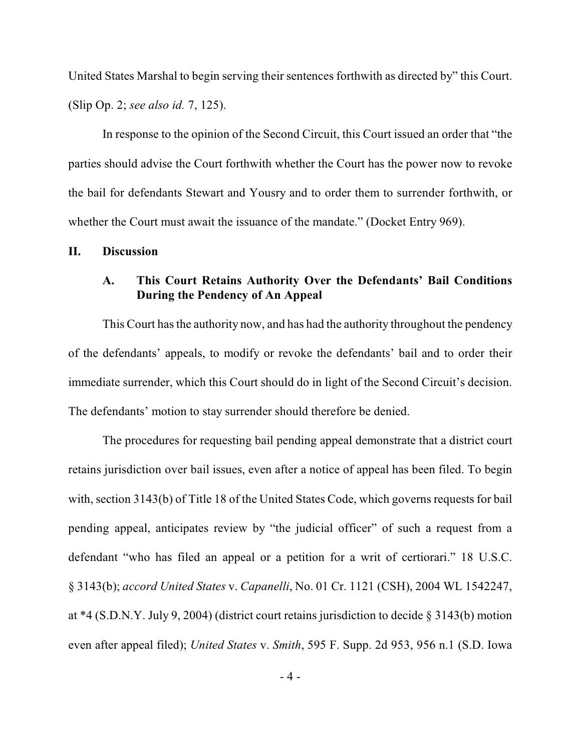United States Marshal to begin serving their sentences forthwith as directed by" this Court. (Slip Op. 2; *see also id.* 7, 125).

In response to the opinion of the Second Circuit, this Court issued an order that "the parties should advise the Court forthwith whether the Court has the power now to revoke the bail for defendants Stewart and Yousry and to order them to surrender forthwith, or whether the Court must await the issuance of the mandate." (Docket Entry 969).

## II. Discussion

### A. This Court Retains Authority Over the Defendants' Bail Conditions During the Pendency of An Appeal

This Court has the authority now, and has had the authority throughout the pendency of the defendants' appeals, to modify or revoke the defendants' bail and to order their immediate surrender, which this Court should do in light of the Second Circuit's decision. The defendants' motion to stay surrender should therefore be denied.

The procedures for requesting bail pending appeal demonstrate that a district court retains jurisdiction over bail issues, even after a notice of appeal has been filed. To begin with, section 3143(b) of Title 18 of the United States Code, which governs requests for bail pending appeal, anticipates review by "the judicial officer" of such a request from a defendant "who has filed an appeal or a petition for a writ of certiorari." 18 U.S.C. § 3143(b); *accord United States* v. *Capanelli*, No. 01 Cr. 1121 (CSH), 2004 WL 1542247, at *4 (S.D.N.Y. July 9, 2004) (district court retains jurisdiction to decide § 3143(b) motion even after appeal filed); *United States* v. *Smith*, 595 F. Supp. 2d 953, 956 n.1 (S.D. Iowa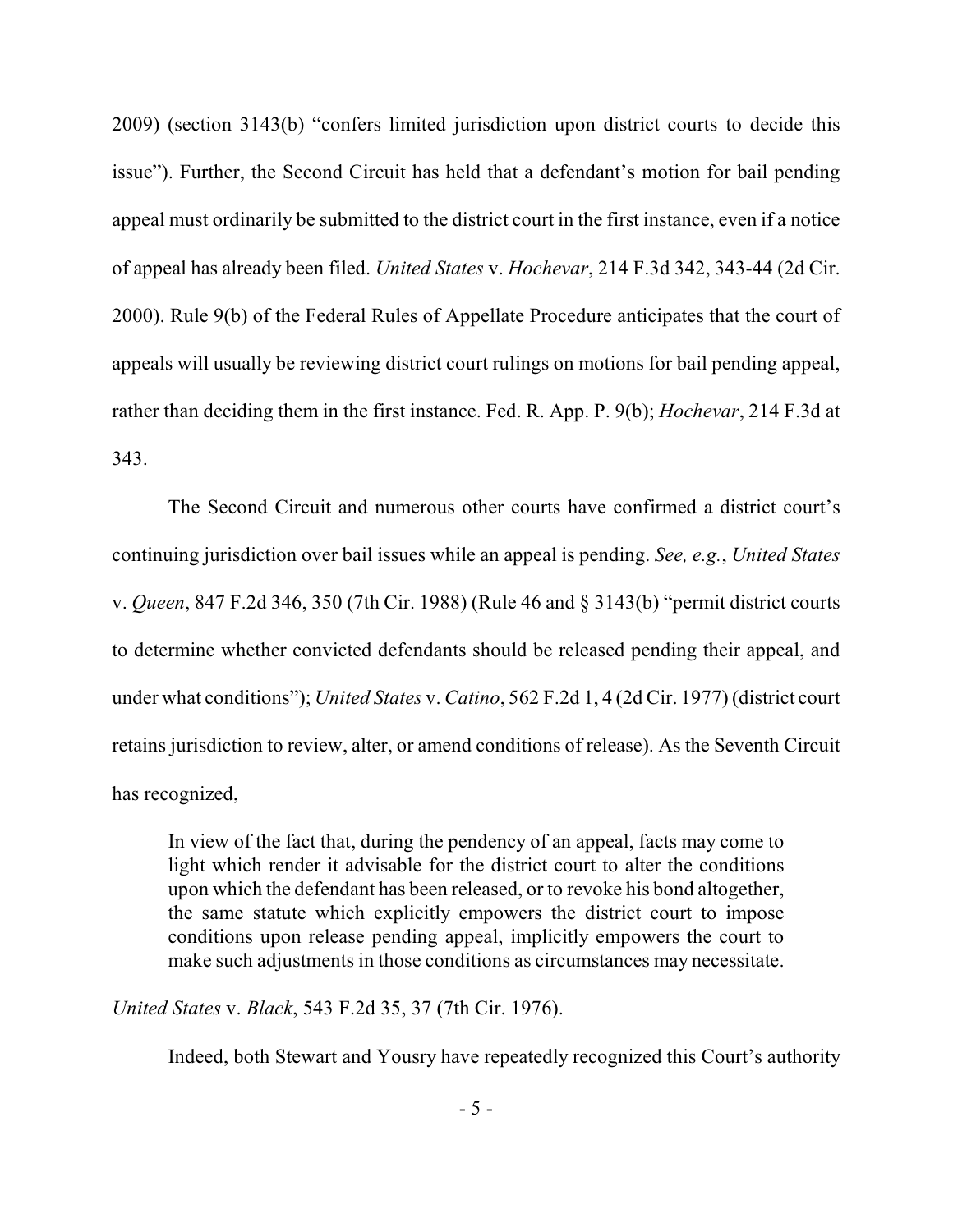2009) (section 3143(b) "confers limited jurisdiction upon district courts to decide this issue"). Further, the Second Circuit has held that a defendant's motion for bail pending appeal must ordinarily be submitted to the district court in the first instance, even if a notice of appeal has already been filed. *United States* v. *Hochevar*, 214 F.3d 342, 343-44 (2d Cir. 2000). Rule 9(b) of the Federal Rules of Appellate Procedure anticipates that the court of appeals will usually be reviewing district court rulings on motions for bail pending appeal, rather than deciding them in the first instance. Fed. R. App. P. 9(b); *Hochevar*, 214 F.3d at 343.

The Second Circuit and numerous other courts have confirmed a district court's continuing jurisdiction over bail issues while an appeal is pending. *See, e.g.*, *United States* v. *Queen*, 847 F.2d 346, 350 (7th Cir. 1988) (Rule 46 and § 3143(b) "permit district courts to determine whether convicted defendants should be released pending their appeal, and under what conditions"); *United States* v. *Catino*, 562 F.2d 1, 4 (2d Cir. 1977) (district court retains jurisdiction to review, alter, or amend conditions of release). As the Seventh Circuit has recognized,

> In view of the fact that, during the pendency of an appeal, facts may come to light which render it advisable for the district court to alter the conditions upon which the defendant has been released, or to revoke his bond altogether, the same statute which explicitly empowers the district court to impose conditions upon release pending appeal, implicitly empowers the court to make such adjustments in those conditions as circumstances may necessitate.

*United States* v. *Black*, 543 F.2d 35, 37 (7th Cir. 1976).

Indeed, both Stewart and Yousry have repeatedly recognized this Court's authority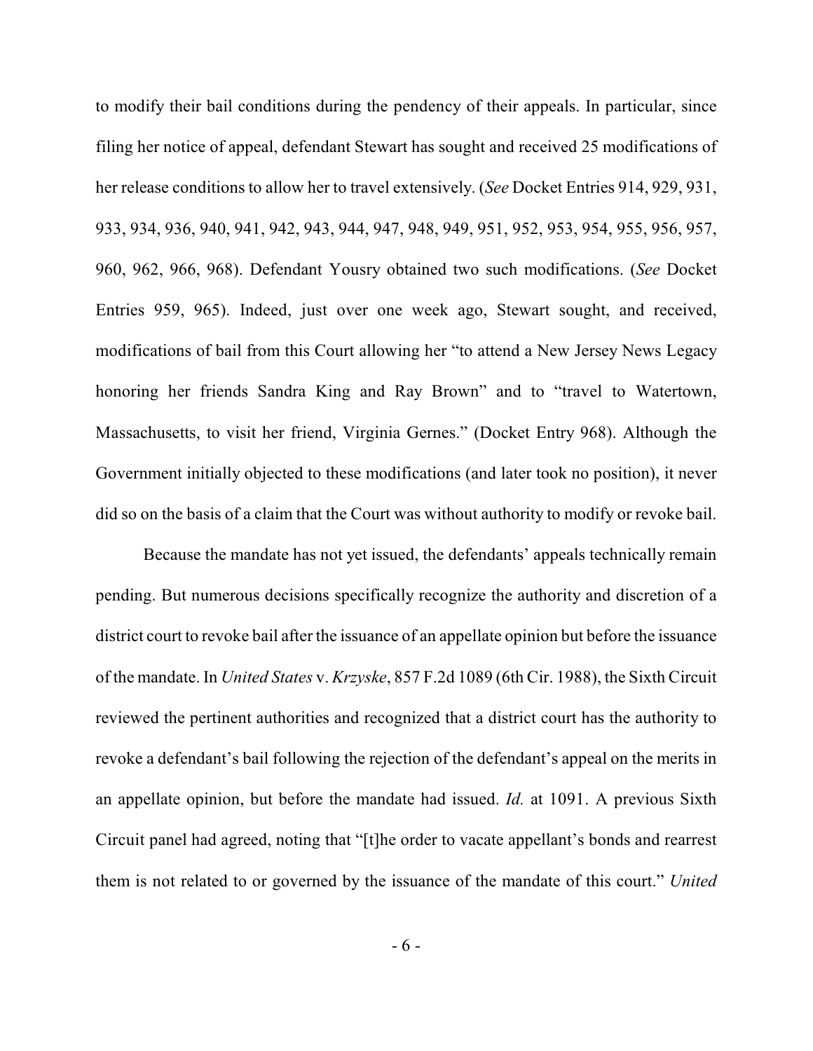to modify their bail conditions during the pendency of their appeals. In particular, since filing her notice of appeal, defendant Stewart has sought and received 25 modifications of her release conditions to allow her to travel extensively. (*See* Docket Entries 914, 929, 931, 933, 934, 936, 940, 941, 942, 943, 944, 947, 948, 949, 951, 952, 953, 954, 955, 956, 957, 960, 962, 966, 968). Defendant Yousry obtained two such modifications. (*See* Docket Entries 959, 965). Indeed, just over one week ago, Stewart sought, and received, modifications of bail from this Court allowing her "to attend a New Jersey News Legacy honoring her friends Sandra King and Ray Brown" and to "travel to Watertown, Massachusetts, to visit her friend, Virginia Gernes." (Docket Entry 968). Although the Government initially objected to these modifications (and later took no position), it never did so on the basis of a claim that the Court was without authority to modify or revoke bail.

Because the mandate has not yet issued, the defendants' appeals technically remain pending. But numerous decisions specifically recognize the authority and discretion of a district court to revoke bail after the issuance of an appellate opinion but before the issuance of the mandate. In *United States* v. *Krzyske*, 857 F.2d 1089 (6th Cir. 1988), the Sixth Circuit reviewed the pertinent authorities and recognized that a district court has the authority to revoke a defendant's bail following the rejection of the defendant's appeal on the merits in an appellate opinion, but before the mandate had issued. *Id.* at 1091. A previous Sixth Circuit panel had agreed, noting that "[t]he order to vacate appellant's bonds and rearrest them is not related to or governed by the issuance of the mandate of this court." *United*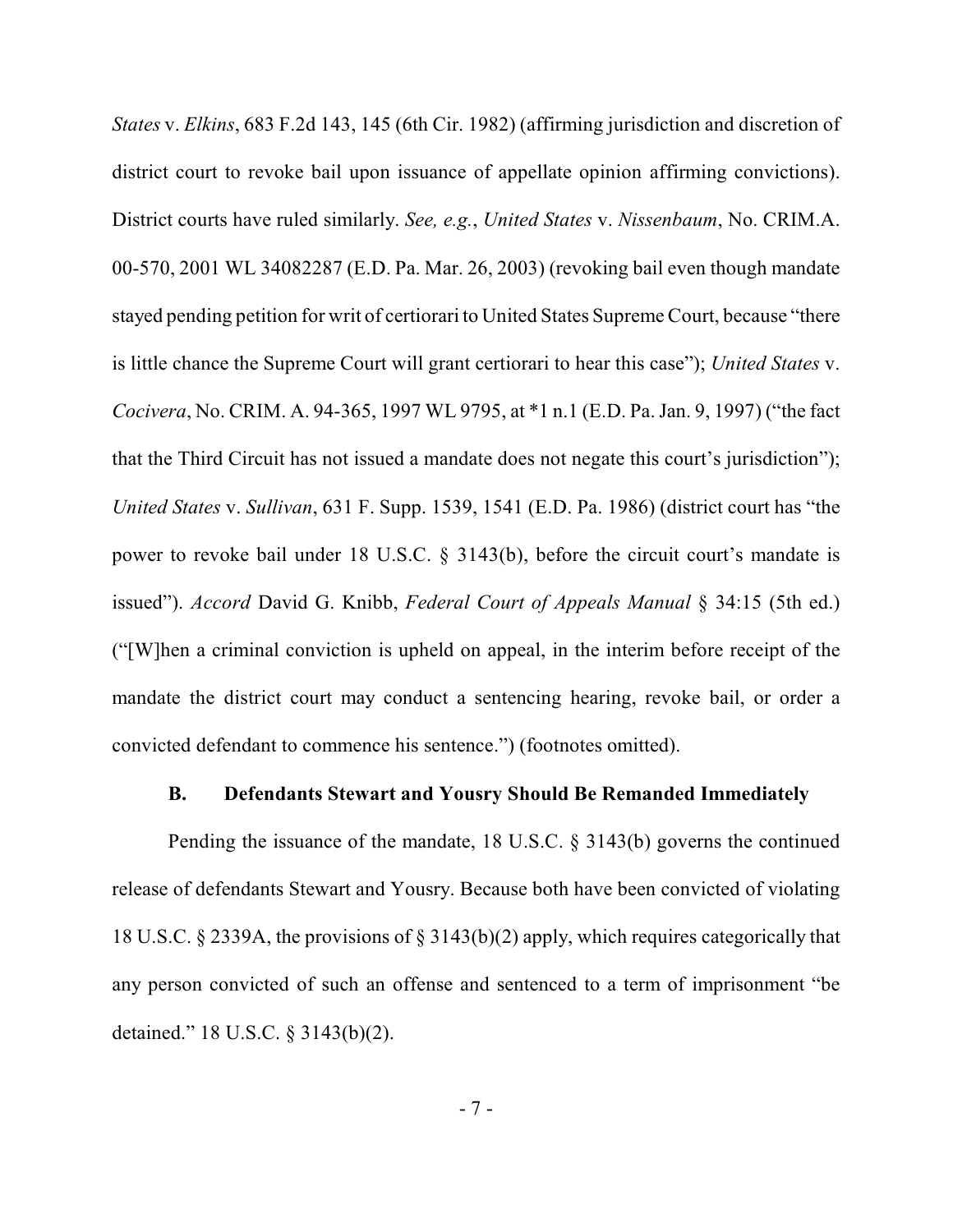*States* v. *Elkins*, 683 F.2d 143, 145 (6th Cir. 1982) (affirming jurisdiction and discretion of district court to revoke bail upon issuance of appellate opinion affirming convictions). District courts have ruled similarly. *See, e.g.*, *United States* v. *Nissenbaum*, No. CRIM.A. 00-570, 2001 WL 34082287 (E.D. Pa. Mar. 26, 2003) (revoking bail even though mandate stayed pending petition for writ of certiorari to United States Supreme Court, because "there is little chance the Supreme Court will grant certiorari to hear this case"); *United States* v. *Cocivera*, No. CRIM. A. 94-365, 1997 WL 9795, at *1 n.1 (E.D. Pa. Jan. 9, 1997) ("the fact that the Third Circuit has not issued a mandate does not negate this court's jurisdiction"); *United States* v. *Sullivan*, 631 F. Supp. 1539, 1541 (E.D. Pa. 1986) (district court has "the power to revoke bail under 18 U.S.C. § 3143(b), before the circuit court's mandate is issued"). *Accord* David G. Knibb, *Federal Court of Appeals Manual* § 34:15 (5th ed.) ("[W]hen a criminal conviction is upheld on appeal, in the interim before receipt of the mandate the district court may conduct a sentencing hearing, revoke bail, or order a convicted defendant to commence his sentence.") (footnotes omitted).

### B. Defendants Stewart and Yousry Should Be Remanded Immediately

Pending the issuance of the mandate, 18 U.S.C. § 3143(b) governs the continued release of defendants Stewart and Yousry. Because both have been convicted of violating 18 U.S.C. § 2339A, the provisions of § 3143(b)(2) apply, which requires categorically that any person convicted of such an offense and sentenced to a term of imprisonment "be detained." 18 U.S.C. § 3143(b)(2).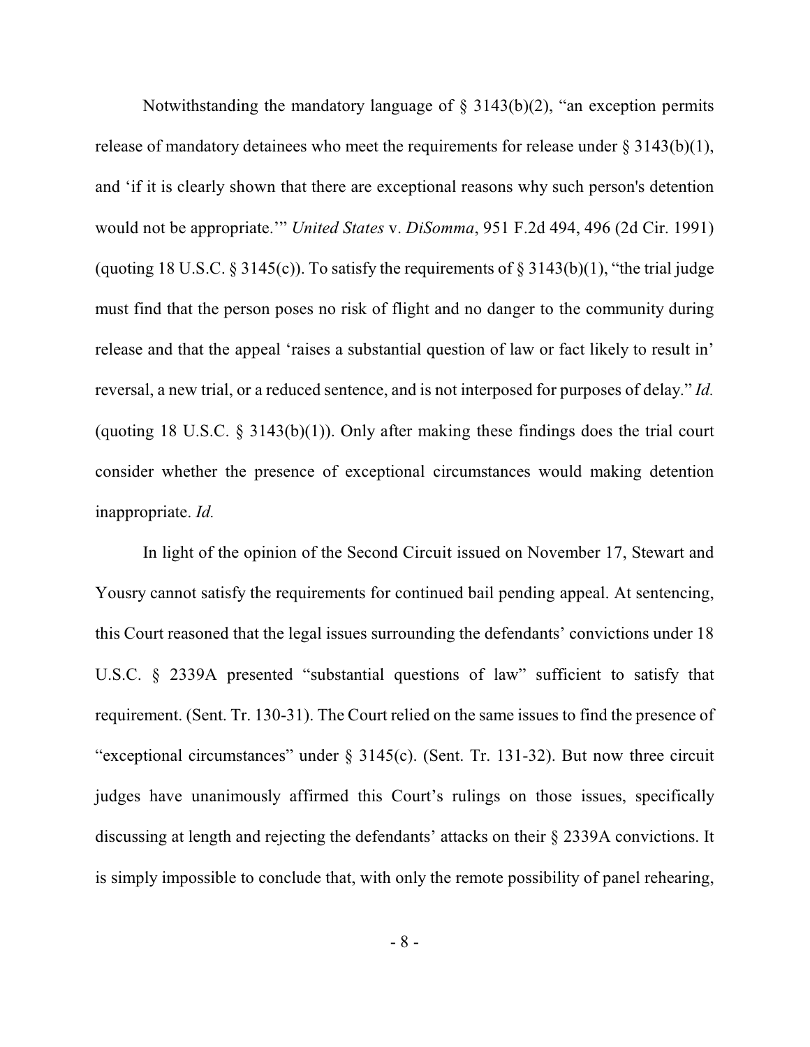Notwithstanding the mandatory language of § 3143(b)(2), "an exception permits release of mandatory detainees who meet the requirements for release under § 3143(b)(1), and 'if it is clearly shown that there are exceptional reasons why such person's detention would not be appropriate.'" *United States* v. *DiSomma*, 951 F.2d 494, 496 (2d Cir. 1991) (quoting 18 U.S.C. § 3145(c)). To satisfy the requirements of § 3143(b)(1), "the trial judge must find that the person poses no risk of flight and no danger to the community during release and that the appeal 'raises a substantial question of law or fact likely to result in' reversal, a new trial, or a reduced sentence, and is not interposed for purposes of delay." *Id.* (quoting 18 U.S.C. § 3143(b)(1)). Only after making these findings does the trial court consider whether the presence of exceptional circumstances would making detention inappropriate. *Id.*

In light of the opinion of the Second Circuit issued on November 17, Stewart and Yousry cannot satisfy the requirements for continued bail pending appeal. At sentencing, this Court reasoned that the legal issues surrounding the defendants' convictions under 18 U.S.C. § 2339A presented "substantial questions of law" sufficient to satisfy that requirement. (Sent. Tr. 130-31). The Court relied on the same issues to find the presence of "exceptional circumstances" under § 3145(c). (Sent. Tr. 131-32). But now three circuit judges have unanimously affirmed this Court's rulings on those issues, specifically discussing at length and rejecting the defendants' attacks on their § 2339A convictions. It is simply impossible to conclude that, with only the remote possibility of panel rehearing,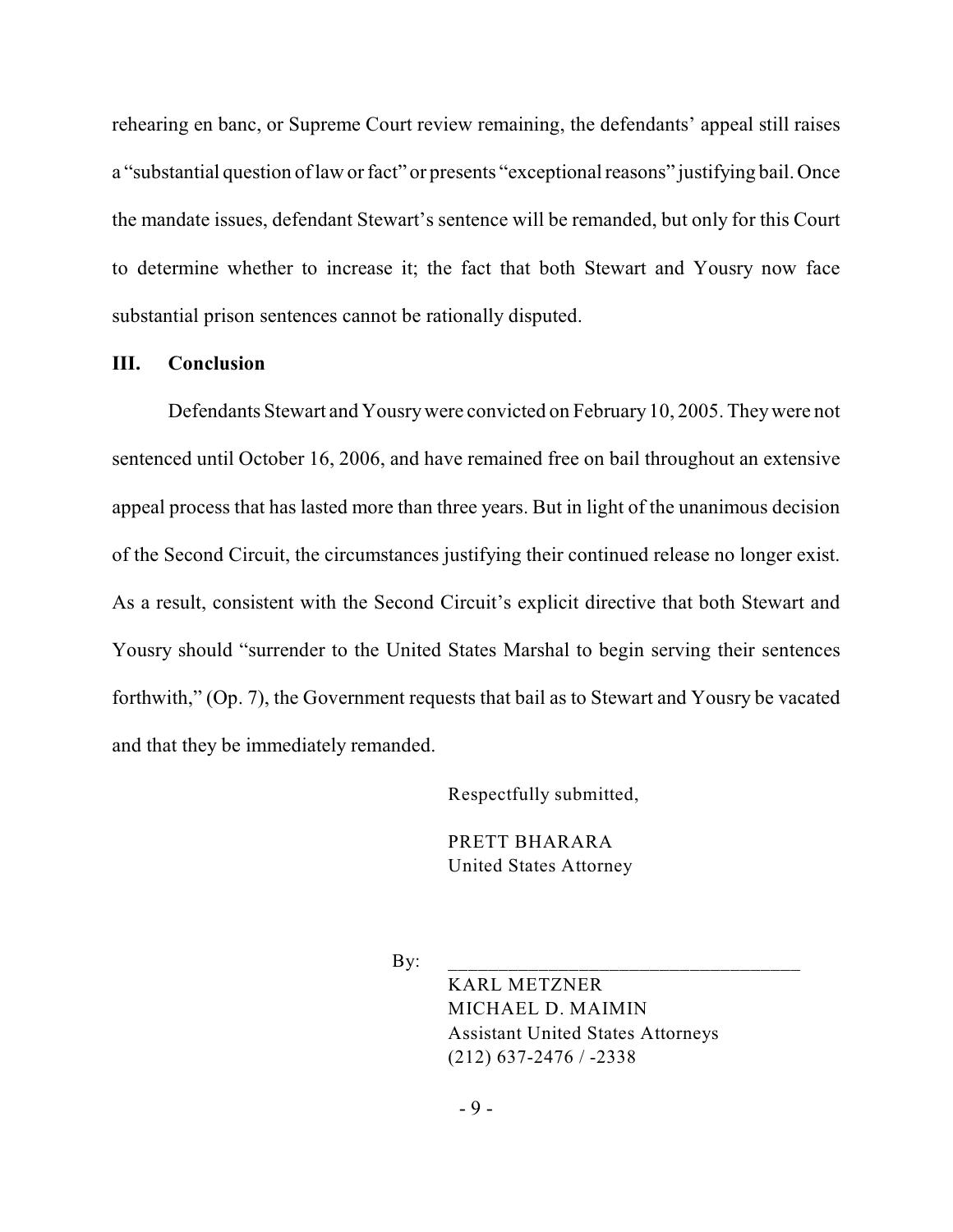rehearing en banc, or Supreme Court review remaining, the defendants' appeal still raises a "substantial question of law or fact" or presents "exceptional reasons" justifying bail. Once the mandate issues, defendant Stewart's sentence will be remanded, but only for this Court to determine whether to increase it; the fact that both Stewart and Yousry now face substantial prison sentences cannot be rationally disputed.

## III. Conclusion

Defendants Stewart and Yousry were convicted on February 10, 2005. They were not sentenced until October 16, 2006, and have remained free on bail throughout an extensive appeal process that has lasted more than three years. But in light of the unanimous decision of the Second Circuit, the circumstances justifying their continued release no longer exist. As a result, consistent with the Second Circuit's explicit directive that both Stewart and Yousry should "surrender to the United States Marshal to begin serving their sentences forthwith," (Op. 7), the Government requests that bail as to Stewart and Yousry be vacated and that they be immediately remanded.

Respectfully submitted,

PRETT BHARARA
United States Attorney

By: ___________________________________

KARL METZNER
MICHAEL D. MAIMIN
Assistant United States Attorneys
(212) 637-2476 / -2338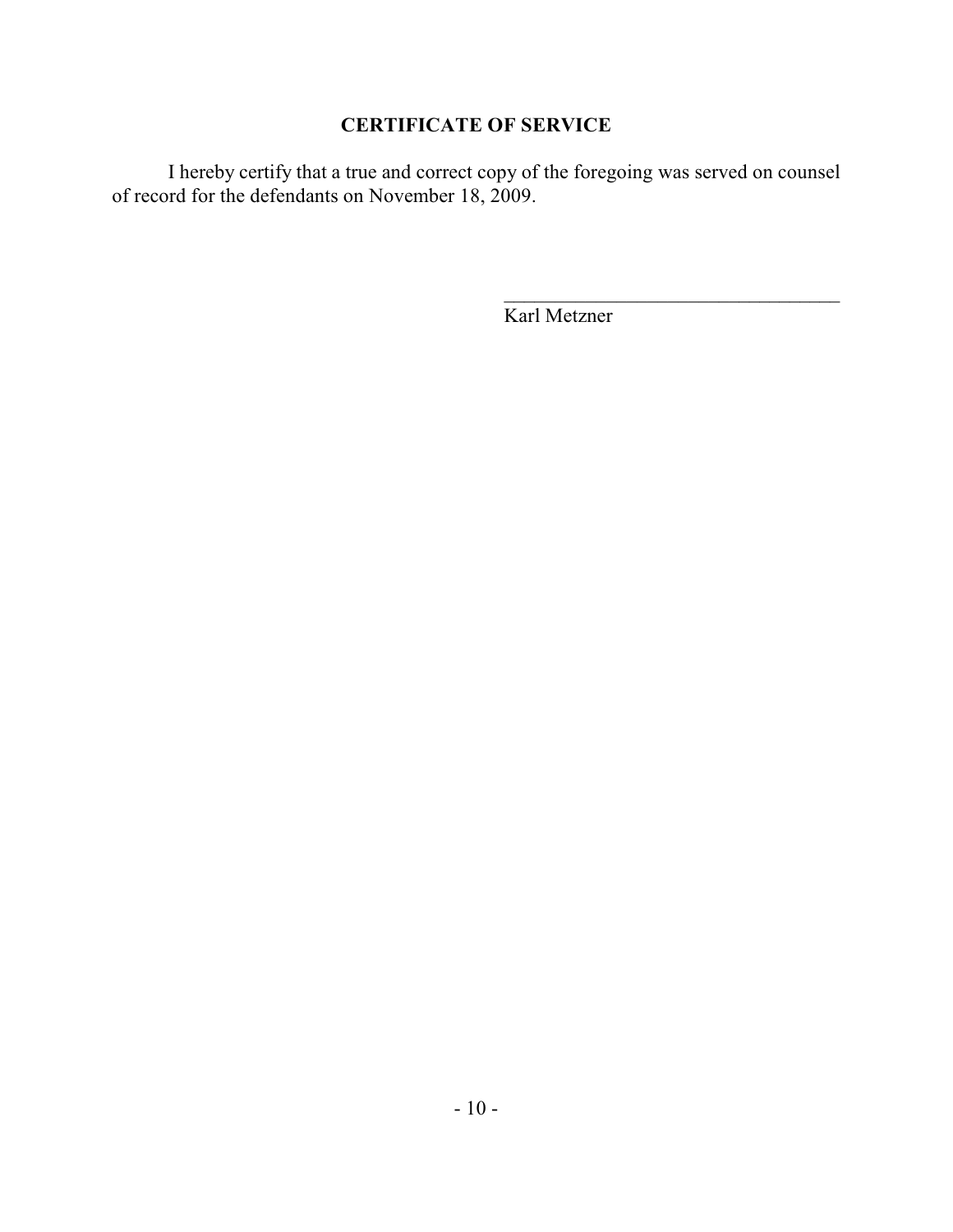**CERTIFICATE OF SERVICE**

I hereby certify that a true and correct copy of the foregoing was served on counsel of record for the defendants on November 18, 2009.

\_\_\_\_\_\_\_\_\_\_\_\_\_\_\_\_\_\_\_\_\_\_\_\_\_\_\_\_\_\_\_\_\_\_

Karl Metzner